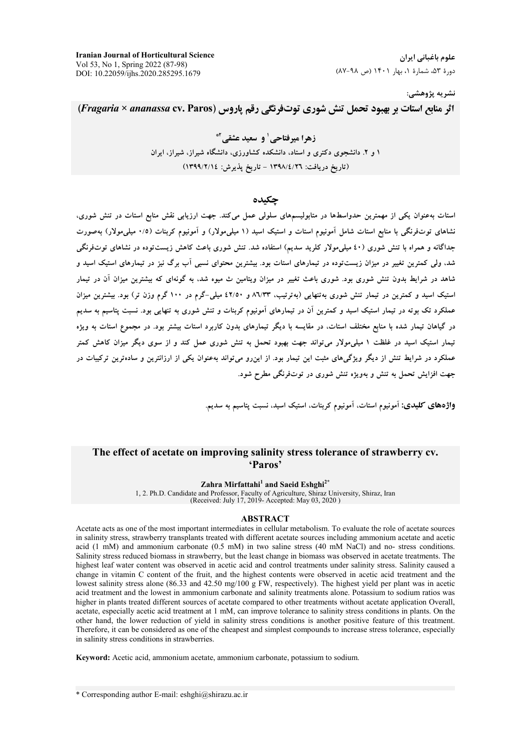نشریه پژوهشی:

# اثر منابع استات بر بهبود تحمل تنش شوری توت‌فرنگی رقم پاروس (*Fragaria × ananassa* cv. Paros)

**زهرا میرفتاحی[1] و سعید عشقی[2*]**

۱ و ۲. دانشجوی دکتری و استاد، دانشکده کشاورزی، دانشگاه شیراز، شیراز، ایران

(تاریخ دریافت: ۱۳۹۸/۴/۲۶ - تاریخ پذیرش: ۱۳۹۹/۲/۱۴)

## چکیده

استات به‌عنوان یکی از مهمترین حدواسطها در متابولیسم‌های سلولی عمل می‌کند. جهت ارزیابی نقش منابع استات در تنش شوری، نشاهای توت‌فرنگی با منابع استات شامل آمونیوم استات و استیک اسید (۱ میلی‌مولار) و آمونیوم کربنات (۰/۵ میلی‌مولار) به‌صورت جداگانه و همراه با تنش شوری (۴۰ میلی‌مولار کلرید سدیم) استفاده شد. تنش شوری باعث کاهش زیست‌توده در نشاهای توت‌فرنگی شد، ولی کمترین تغییر در میزان زیست‌توده در تیمارهای استات بود. بیشترین محتوای نسبی آب برگ نیز در تیمارهای استیک اسید و شاهد در شرایط بدون تنش شوری بود. شوری باعث تغییر در میزان ویتامین ث میوه شد، به گونه‌ای که بیشترین میزان آن در تیمار استیک اسید و کمترین در تیمار تنش شوری به‌تنهایی (به‌ترتیب، ۸۶/۳۳ و ۴۲/۵۰ میلی-گرم در ۱۰۰ گرم وزن تر) بود. بیشترین میزان عملکرد تک بوته در تیمار استیک اسید و کمترین آن در تیمارهای آمونیوم کربنات و تنش شوری به تنهایی بود. نسبت پتاسیم به سدیم در گیاهان تیمار شده با منابع مختلف استات، در مقایسه با دیگر تیمارهای بدون کاربرد استات بیشتر بود. در مجموع استات به ویژه تیمار استیک اسید در غلظت ۱ میلی‌مولار می‌تواند جهت بهبود تحمل به تنش شوری عمل کند و از سوی دیگر میزان کاهش کمتر عملکرد در شرایط تنش از دیگر ویژگی‌های مثبت این تیمار بود. از این‌رو می‌تواند به‌عنوان یکی از ارزانترین و ساده‌ترین ترکیبات در جهت افزایش تحمل به تنش و به‌ویژه تنش شوری در توت‌فرنگی مطرح شود.

**واژه‌های کلیدی:** آمونیوم استات، آمونیوم کربنات، استیک اسید، نسبت پتاسیم به سدیم.

# The effect of acetate on improving salinity stress tolerance of strawberry cv. 'Paros'

**Zahra Mirfattahi[1] and Saeid Eshghi[2*]**

1, 2. Ph.D. Candidate and Professor, Faculty of Agriculture, Shiraz University, Shiraz, Iran

(Received: July 17, 2019- Accepted: May 03, 2020 )

## ABSTRACT

Acetate acts as one of the most important intermediates in cellular metabolism. To evaluate the role of acetate sources in salinity stress, strawberry transplants treated with different acetate sources including ammonium acetate and acetic acid (1 mM) and ammonium carbonate (0.5 mM) in two saline stress (40 mM NaCl) and no- stress conditions. Salinity stress reduced biomass in strawberry, but the least change in biomass was observed in acetate treatments. The highest leaf water content was observed in acetic acid and control treatments under salinity stress. Salinity caused a change in vitamin C content of the fruit, and the highest contents were observed in acetic acid treatment and the lowest salinity stress alone (86.33 and 42.50 mg/100 g FW, respectively). The highest yield per plant was in acetic acid treatment and the lowest in ammonium carbonate and salinity treatments alone. Potassium to sodium ratios was higher in plants treated different sources of acetate compared to other treatments without acetate application Overall, acetate, especially acetic acid treatment at 1 mM, can improve tolerance to salinity stress conditions in plants. On the other hand, the lower reduction of yield in salinity stress conditions is another positive feature of this treatment. Therefore, it can be considered as one of the cheapest and simplest compounds to increase stress tolerance, especially in salinity stress conditions in strawberries.

**Keyword:** Acetic acid, ammonium acetate, ammonium carbonate, potassium to sodium.

* Corresponding author E-mail: eshghi@shirazu.ac.ir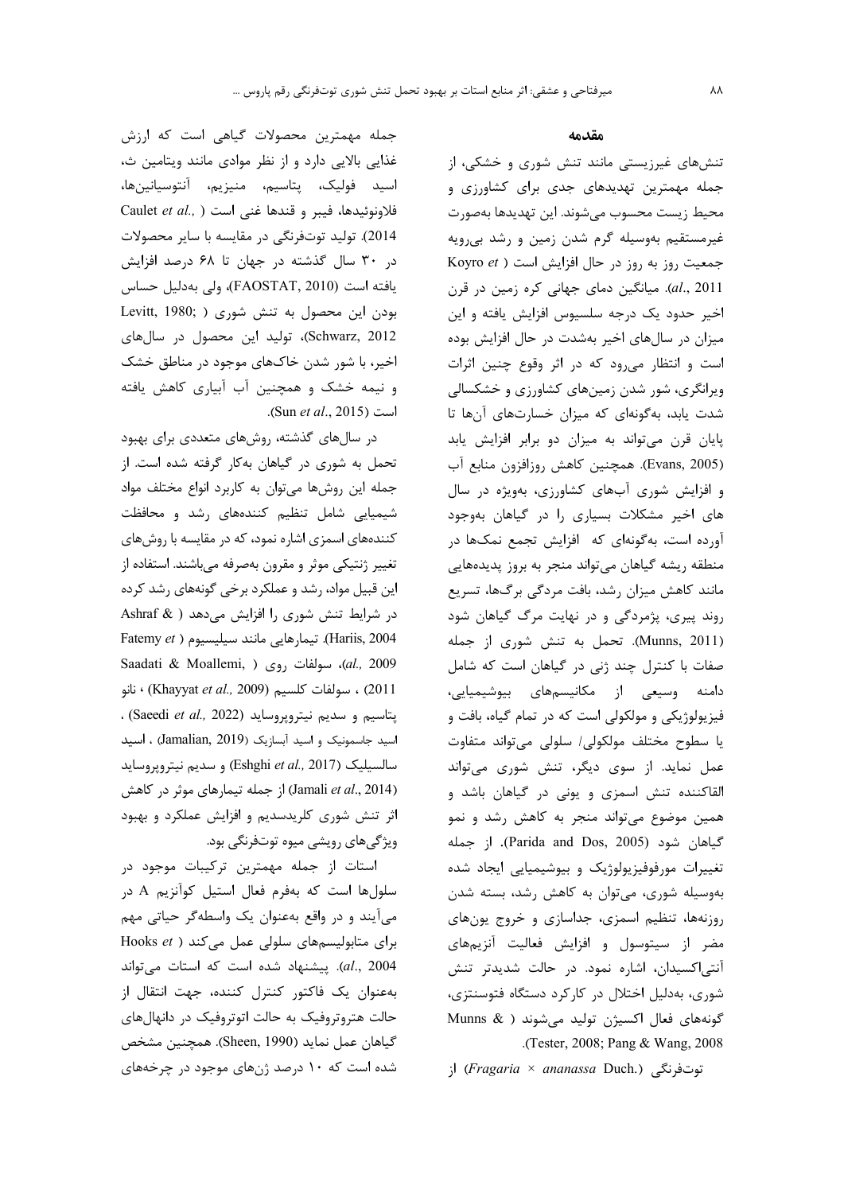## مقدمه

تنش‌های غیرزیستی مانند تنش شوری و خشکی، از جمله مهمترین تهدیدهای جدی برای کشاورزی و محیط زیست محسوب می‌شوند. این تهدیدها به‌صورت غیرمستقیم به‌وسیله گرم شدن زمین و رشد بی‌رویه جمعیت روز به روز در حال افزایش است (Koyro *et al.*, 2011). میانگین دمای جهانی کره زمین در قرن اخیر حدود یک درجه سلسیوس افزایش یافته و این میزان در سال‌های اخیر به‌شدت در حال افزایش بوده است و انتظار می‌رود که در اثر وقوع چنین اثرات ویرانگری، شور شدن زمین‌های کشاورزی و خشکسالی شدت یابد، به‌گونه‌ای که میزان خسارت‌های آن‌ها تا پایان قرن می‌تواند به میزان دو برابر افزایش یابد (Evans, 2005). همچنین کاهش روزافزون منابع آب و افزایش شوری آب‌های کشاورزی، به‌ویژه در سال های اخیر مشکلات بسیاری را در گیاهان به‌وجود آورده است، به‌گونه‌ای که افزایش تجمع نمک‌ها در منطقه ریشه گیاهان می‌تواند منجر به بروز پدیده‌هایی مانند کاهش میزان رشد، بافت مردگی برگ‌ها، تسریع روند پیری، پژمردگی و در نهایت مرگ گیاهان شود (Munns, 2011). تحمل به تنش شوری از جمله صفات با کنترل چند ژنی در گیاهان است که شامل دامنه وسیعی از مکانیسم‌های بیوشیمیایی، فیزیولوژیکی و مولکولی است که در تمام گیاه، بافت و یا سطوح مختلف مولکولی/ سلولی می‌تواند متفاوت عمل نماید. از سوی دیگر، تنش شوری می‌تواند القاکننده تنش اسمزی و یونی در گیاهان باشد و همین موضوع می‌تواند منجر به کاهش رشد و نمو گیاهان شود (Parida and Dos, 2005). از جمله تغییرات مورفوفیزیولوژیک و بیوشیمیایی ایجاد شده به‌وسیله شوری، می‌توان به کاهش رشد، بسته شدن روزنه‌ها، تنظیم اسمزی، جداسازی و خروج یون‌های مضر از سیتوسول و افزایش فعالیت آنزیم‌های آنتی‌اکسیدان، اشاره نمود. در حالت شدیدتر تنش شوری، به‌دلیل اختلال در کارکرد دستگاه فتوسنتزی، گونه‌های فعال اکسیژن تولید می‌شوند (Munns & Tester, 2008; Pang & Wang, 2008).

توت‌فرنگی (*Fragaria × ananassa* Duch.) از جمله مهمترین محصولات گیاهی است که ارزش غذایی بالایی دارد و از نظر موادی مانند ویتامین ث، اسید فولیک، پتاسیم، منیزیم، آنتوسیانین‌ها، فلاونوئیدها، فیبر و قندها غنی است (Caulet *et al.*, 2014). تولید توت‌فرنگی در مقایسه با سایر محصولات در ۳۰ سال گذشته در جهان تا ۶۸ درصد افزایش یافته است (FAOSTAT, 2010)، ولی به‌دلیل حساس بودن این محصول به تنش شوری (Levitt, 1980; Schwarz, 2012)، تولید این محصول در سال‌های اخیر، با شور شدن خاک‌های موجود در مناطق خشک و نیمه خشک و همچنین آب آبیاری کاهش یافته است (Sun *et al*., 2015).

در سال‌های گذشته، روش‌های متعددی برای بهبود تحمل به شوری در گیاهان به‌کار گرفته شده است. از جمله این روش‌ها می‌توان به کاربرد انواع مختلف مواد شیمیایی شامل تنظیم کننده‌های رشد و محافظت کننده‌های اسمزی اشاره نمود، که در مقایسه با روش‌های تغییر ژنتیکی موثر و مقرون به‌صرفه می‌باشند. استفاده از این قبیل مواد، رشد و عملکرد برخی گونه‌های رشد کرده در شرایط تنش شوری را افزایش می‌دهد (Ashraf & Hariis, 2004). تیمارهایی مانند سیلیسیوم (Fatemy *et al.,* 2009)، سولفات روی (Saadati & Moallemi, 2011) ، سولفات کلسیم (Khayyat *et al.,* 2009) ، نانو پتاسیم و سدیم نیتروپروساید (Saeedi *et al.,* 2022) ، اسید جاسمونیک و اسید آبسازیک (Jamalian, 2019) ، اسید سالسیلیک (Eshghi *et al.,* 2017) و سدیم نیتروپروساید (Jamali *et al*., 2014) از جمله تیمارهای موثر در کاهش اثر تنش شوری کلریدسدیم و افزایش عملکرد و بهبود ویژگی‌های رویشی میوه توت‌فرنگی بود.

استات از جمله مهمترین ترکیبات موجود در سلول‌ها است که به‌فرم فعال استیل کوآنزیم A در می‌آیند و در واقع به‌عنوان یک واسطه‌گر حیاتی مهم برای متابولیسم‌های سلولی عمل می‌کند (Hooks *et al.*, 2004). پیشنهاد شده است که استات می‌تواند به‌عنوان یک فاکتور کنترل کننده، جهت انتقال از حالت هتروتروفیک به حالت اتوتروفیک در دانهال‌های گیاهان عمل نماید (Sheen, 1990). همچنین مشخص شده است که ۱۰ درصد ژن‌های موجود در چرخه‌های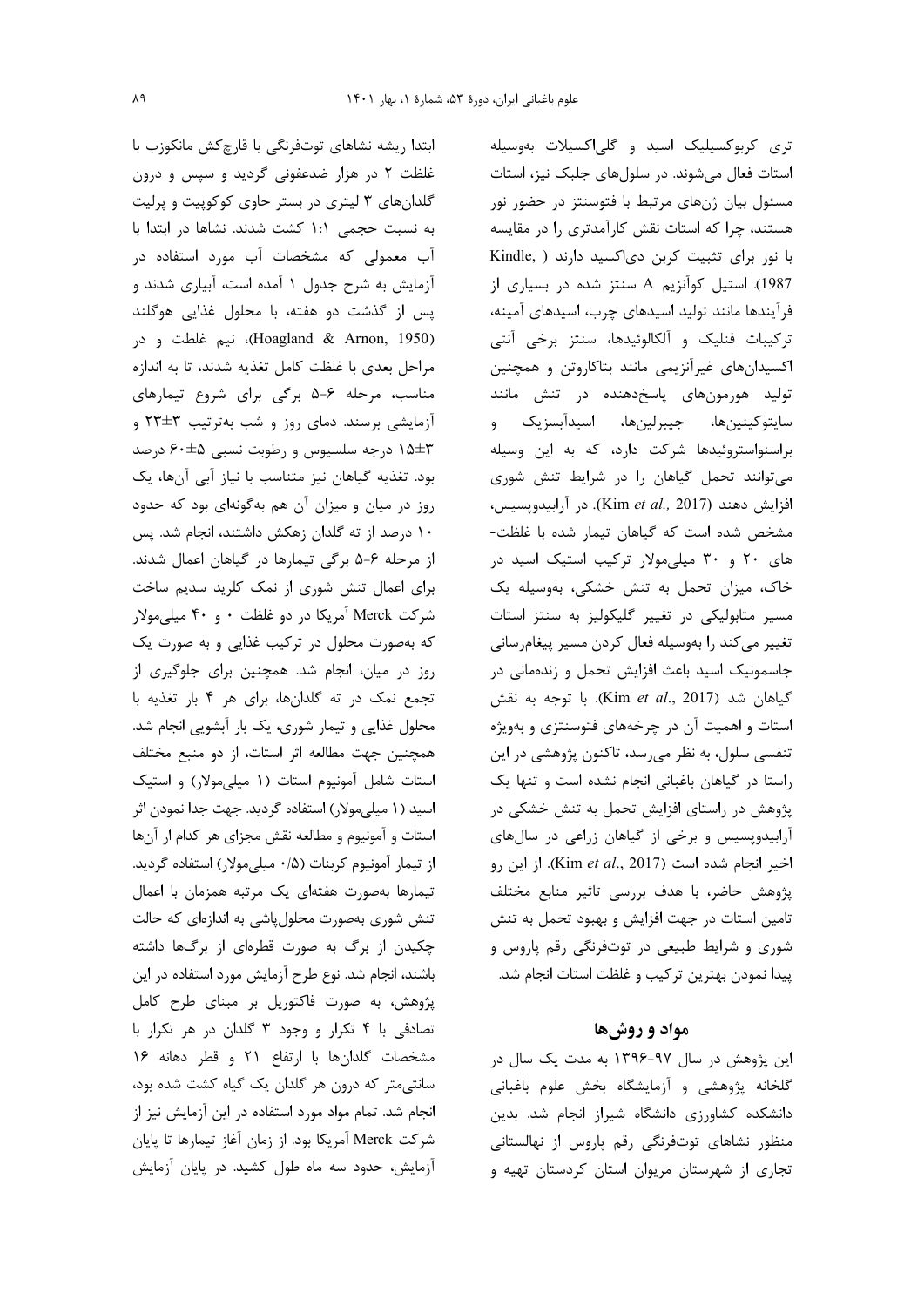تری کربوکسیلیک اسید و گلی‌اکسیلات به‌وسیله استات فعال می‌شوند. در سلول‌های جلبک نیز، استات مسئول بیان ژن‌های مرتبط با فتوسنتز در حضور نور هستند، چرا که استات نقش کارآمدتری را در مقایسه با نور برای تثبیت کربن دی‌اکسید دارند (Kindle, 1987). استیل کوآنزیم A سنتز شده در بسیاری از فرآیندها مانند تولید اسیدهای چرب، اسیدهای آمینه، ترکیبات فنلیک و آلکالوئیدها، سنتز برخی آنتی اکسیدان‌های غیرآنزیمی مانند بتاکاروتن و همچنین تولید هورمون‌های پاسخ‌دهنده در تنش مانند سایتوکینین‌ها، جیبرلین‌ها، اسیدآبسزیک و براسنواستروئیدها شرکت دارد، که به این وسیله می‌توانند تحمل گیاهان را در شرایط تنش شوری افزایش دهند (Kim *et al.,* 2017). در آرابیدوپسیس، مشخص شده است که گیاهان تیمار شده با غلظت‌های ۲۰ و ۳۰ میلی‌مولار ترکیب استیک اسید در خاک، میزان تحمل به تنش خشکی، به‌وسیله یک مسیر متابولیکی در تغییر گلیکولیز به سنتز استات تغییر می‌کند را به‌وسیله فعال کردن مسیر پیغام‌رسانی جاسمونیک اسید باعث افزایش تحمل و زنده‌مانی در گیاهان شد (Kim *et al*., 2017). با توجه به نقش استات و اهمیت آن در چرخه‌های فتوسنتزی و به‌ویژه تنفسی سلول، به نظر می‌رسد، تاکنون پژوهشی در این راستا در گیاهان باغبانی انجام نشده است و تنها یک پژوهش در راستای افزایش تحمل به تنش خشکی در آرابیدوپسیس و برخی از گیاهان زراعی در سال‌های اخیر انجام شده است (Kim *et al*., 2017). از این رو پژوهش حاضر، با هدف بررسی تاثیر منابع مختلف تامین استات در جهت افزایش و بهبود تحمل به تنش شوری و شرایط طبیعی در توت‌فرنگی رقم پاروس و پیدا نمودن بهترین ترکیب و غلظت استات انجام شد.

## مواد و روش‌ها

این پژوهش در سال ۹۷-۱۳۹۶ به مدت یک سال در گلخانه پژوهشی و آزمایشگاه بخش علوم باغبانی دانشکده کشاورزی دانشگاه شیراز انجام شد. بدین منظور نشاهای توت‌فرنگی رقم پاروس از نهالستانی تجاری از شهرستان مریوان استان کردستان تهیه و ابتدا ریشه نشاهای توت‌فرنگی با قارچ‌کش مانکوزب با غلظت ۲ در هزار ضدعفونی گردید و سپس و درون گلدان‌های ۳ لیتری در بستر حاوی کوکوپیت و پرلیت به نسبت حجمی ۱:۱ کشت شدند. نشاها در ابتدا با آب معمولی که مشخصات آب مورد استفاده در آزمایش به شرح جدول ۱ آمده است، آبیاری شدند و پس از گذشت دو هفته، با محلول غذایی هوگلند (Hoagland & Arnon, 1950)، نیم غلظت و در مراحل بعدی با غلظت کامل تغذیه شدند، تا به اندازه مناسب، مرحله ۶-۵ برگی برای شروع تیمارهای آزمایشی برسند. دمای روز و شب به‌ترتیب ۳±۲۳ و ۳±۱۵ درجه سلسیوس و رطوبت نسبی ۵±۶۰ درصد بود. تغذیه گیاهان نیز متناسب با نیاز آبی آن‌ها، یک روز در میان و میزان آن هم به‌گونه‌ای بود که حدود ۱۰ درصد از ته گلدان زهکش داشتند، انجام شد. پس از مرحله ۶-۵ برگی تیمارها در گیاهان اعمال شدند. برای اعمال تنش شوری از نمک کلرید سدیم ساخت شرکت Merck آمریکا در دو غلظت ۰ و ۴۰ میلی‌مولار که به‌صورت محلول در ترکیب غذایی و به صورت یک روز در میان، انجام شد. همچنین برای جلوگیری از تجمع نمک در ته گلدان‌ها، برای هر ۴ بار تغذیه با محلول غذایی و تیمار شوری، یک بار آبشویی انجام شد. همچنین جهت مطالعه اثر استات، از دو منبع مختلف استات شامل آمونیوم استات (۱ میلی‌مولار) و استیک اسید (۱ میلی‌مولار) استفاده گردید. جهت جدا نمودن اثر استات و آمونیوم و مطالعه نقش مجزای هر کدام از آن‌ها از تیمار آمونیوم کربنات (۰/۵ میلی‌مولار) استفاده گردید. تیمارها به‌صورت هفته‌ای یک مرتبه همزمان با اعمال تنش شوری به‌صورت محلول‌پاشی به اندازه‌ای که حالت چکیدن از برگ به صورت قطره‌ای از برگ‌ها داشته باشند، انجام شد. نوع طرح آزمایش مورد استفاده در این پژوهش، به صورت فاکتوریل بر مبنای طرح کامل تصادفی با ۴ تکرار و وجود ۳ گلدان در هر تکرار با مشخصات گلدان‌ها با ارتفاع ۲۱ و قطر دهانه ۱۶ سانتی‌متر که درون هر گلدان یک گیاه کشت شده بود، انجام شد. تمام مواد مورد استفاده در این آزمایش نیز از شرکت Merck آمریکا بود. از زمان آغاز تیمارها تا پایان آزمایش، حدود سه ماه طول کشید. در پایان آزمایش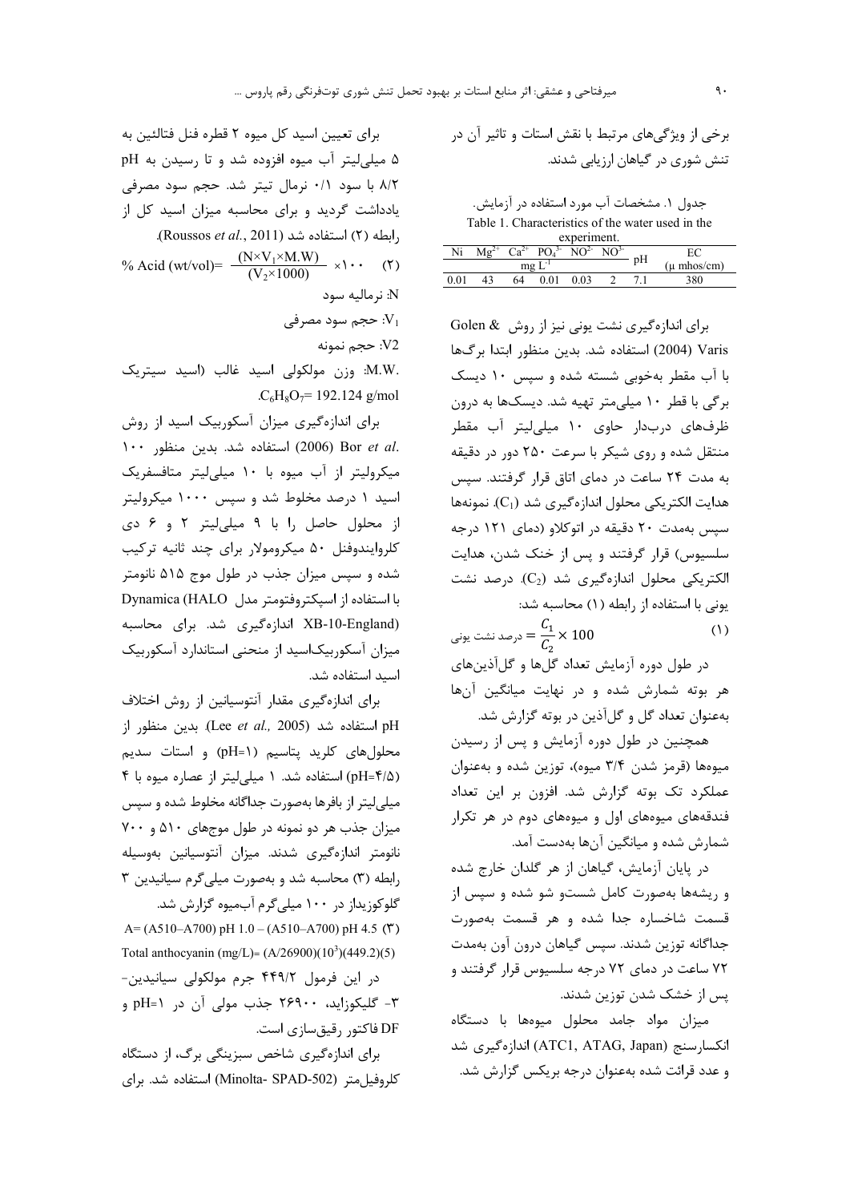برخی از ویژگی‌های مرتبط با نقش استات و تاثیر آن در تنش شوری در گیاهان ارزیابی شدند.

جدول ۱. مشخصات آب مورد استفاده در آزمایش.

Table 1. Characteristics of the water used in the experiment.

| Ni | $Mg^{2+}$ | $Ca^{2+}$ | $PO_4^{3-}$ | $NO^{2-}$ | $NO^{3-}$ | pH | EC |
|---|---|---|---|---|---|---|---|
| mg $L^{-1}$ | | | | | | | (μ mhos/cm) |
| 0.01 | 43 | 64 | 0.01 | 0.03 | 2 | 7.1 | 380 |

برای اندازه‌گیری نشت یونی نیز از روش Golen & Varis (2004) استفاده شد. بدین منظور ابتدا برگ‌ها با آب مقطر به‌خوبی شسته شده و سپس ۱۰ دیسک برگی با قطر ۱۰ میلی‌متر تهیه شد. دیسک‌ها به درون ظرف‌های دربدار حاوی ۱۰ میلی‌لیتر آب مقطر منتقل شده و روی شیکر با سرعت ۲۵۰ دور در دقیقه به مدت ۲۴ ساعت در دمای اتاق قرار گرفتند. سپس هدایت الکتریکی محلول اندازه‌گیری شد ($C_1$). نمونه‌ها سپس به‌مدت ۲۰ دقیقه در اتوکلاو (دمای ۱۲۱ درجه سلسیوس) قرار گرفتند و پس از خنک شدن، هدایت الکتریکی محلول اندازه‌گیری شد ($C_2$). درصد نشت یونی با استفاده از رابطه (۱) محاسبه شد:

$$\text{درصد نشت یونی} = \frac{C_1}{C_2} \times 100 \quad (۱)$$

در طول دوره آزمایش تعداد گل‌ها و گل‌آذین‌های هر بوته شمارش شده و در نهایت میانگین آن‌ها به‌عنوان تعداد گل و گل‌آذین در بوته گزارش شد.

همچنین در طول دوره آزمایش و پس از رسیدن میوه‌ها (قرمز شدن ۳/۴ میوه)، توزین شده و به‌عنوان عملکرد تک بوته گزارش شد. افزون بر این تعداد فندقه‌های میوه‌های اول و میوه‌های دوم در هر تکرار شمارش شده و میانگین آن‌ها به‌دست آمد.

در پایان آزمایش، گیاهان از هر گلدان خارج شده و ریشه‌ها به‌صورت کامل شست‌و شو شده و سپس از قسمت شاخساره جدا شده و هر قسمت به‌صورت جداگانه توزین شدند. سپس گیاهان درون آون به‌مدت ۷۲ ساعت در دمای ۷۲ درجه سلسیوس قرار گرفتند و پس از خشک شدن توزین شدند.

میزان مواد جامد محلول میوه‌ها با دستگاه انکسارسنج (ATC1, ATAG, Japan) اندازه‌گیری شد و عدد قرائت شده به‌عنوان درجه بریکس گزارش شد.

برای تعیین اسید کل میوه ۲ قطره فنل فتالئین به ۵ میلی‌لیتر آب میوه افزوده شد و تا رسیدن به pH ۸/۲ با سود ۰/۱ نرمال تیتر شد. حجم سود مصرفی یادداشت گردید و برای محاسبه میزان اسید کل از رابطه (۲) استفاده شد (Roussos *et al.*, 2011).

$$\% \text{ Acid (wt/vol)} = \frac{(N \times V_1 \times M.W)}{(V_2 \times 1000)} \times ۱۰۰ \quad (۲)$$

N: نرمالیه سود

$V_1$: حجم سود مصرفی

$V_2$: حجم نمونه

M.W.: وزن مولکولی اسید غالب (اسید سیتریک $C_6H_8O_7$= 192.124 g/mol).

برای اندازه‌گیری میزان آسکوربیک اسید از روش Bor *et al.* (2006) استفاده شد. بدین منظور ۱۰۰ میکرولیتر از آب میوه با ۱۰ میلی‌لیتر متافسفریک اسید ۱ درصد مخلوط شد و سپس ۱۰۰۰ میکرولیتر از محلول حاصل را با ۹ میلی‌لیتر ۲ و ۶ دی کلروایندوفنل ۵۰ میکرومولار برای چند ثانیه ترکیب شده و سپس میزان جذب در طول موج ۵۱۵ نانومتر با استفاده از اسپکتروفتومتر مدل Dynamica (HALO XB-10-England) اندازه‌گیری شد. برای محاسبه میزان آسکوربیک‌اسید از منحنی استاندارد آسکوربیک اسید استفاده شد.

برای اندازه‌گیری مقدار آنتوسیانین از روش اختلاف pH استفاده شد (Lee *et al.,* 2005). بدین منظور از محلول‌های کلرید پتاسیم (pH=۱) و استات سدیم (pH=۴/۵) استفاده شد. ۱ میلی‌لیتر از عصاره میوه با ۴ میلی‌لیتر از بافرها به‌صورت جداگانه مخلوط شده و سپس میزان جذب هر دو نمونه در طول موج‌های ۵۱۰ و ۷۰۰ نانومتر اندازه‌گیری شدند. میزان آنتوسیانین به‌وسیله رابطه (۳) محاسبه شد و به‌صورت میلی‌گرم سیانیدین ۳ گلوکوزیداز در ۱۰۰ میلی‌گرم آب‌میوه گزارش شد.

$$A= (A510–A700)\ pH\ 1.0 – (A510–A700)\ pH\ 4.5 \quad (۳)$$

$$\text{Total anthocyanin (mg/L)}= (A/26900)(10^3)(449.2)(5)$$

در این فرمول ۴۴۹/۲ جرم مولکولی سیانیدین-۳- گلیکوزاید، ۲۶۹۰۰ جذب مولی آن در pH=۱ و DF فاکتور رقیق‌سازی است.

برای اندازه‌گیری شاخص سبزینگی برگ، از دستگاه کلروفیل‌متر (Minolta- SPAD-502) استفاده شد. برای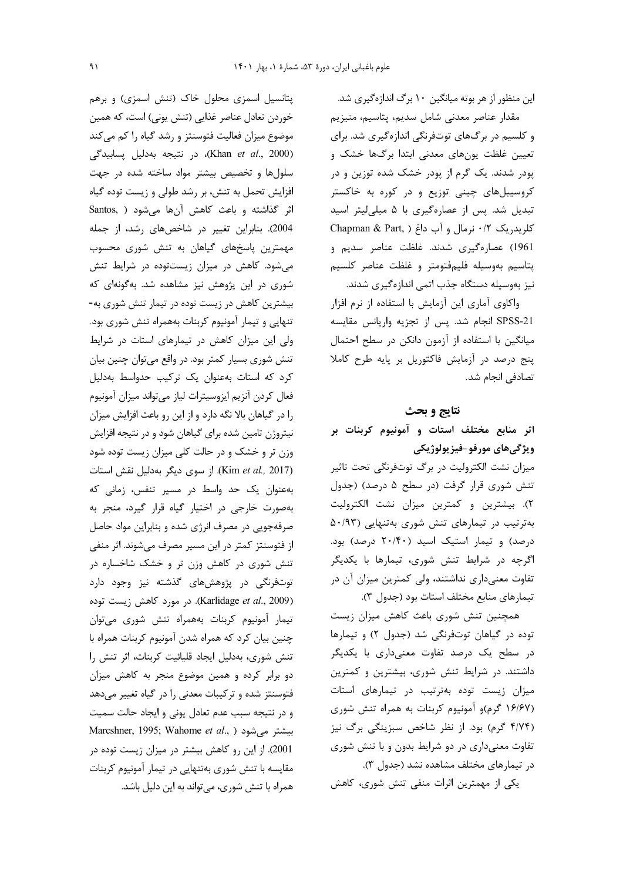این منظور از هر بوته میانگین ۱۰ برگ اندازه‌گیری شد.

مقدار عناصر معدنی شامل سدیم، پتاسیم، منیزیم و کلسیم در برگ‌های توت‌فرنگی اندازه‌گیری شد. برای تعیین غلظت یون‌های معدنی ابتدا برگ‌ها خشک و پودر شدند. یک گرم از پودر خشک شده توزین و در کروسیبل‌های چینی توزیع و در کوره به خاکستر تبدیل شد. پس از عصاره‌گیری با ۵ میلی‌لیتر اسید کلریدریک ۰/۲ نرمال و آب داغ (Chapman & Part, 1961) عصاره‌گیری شدند. غلظت عناصر سدیم و پتاسیم به‌وسیله فلیم‌فتومتر و غلظت عناصر کلسیم نیز به‌وسیله دستگاه جذب اتمی اندازه‌گیری شدند.

واکاوی آماری این آزمایش با استفاده از نرم افزار SPSS-21 انجام شد. پس از تجزیه واریانس مقایسه میانگین با استفاده از آزمون دانکن در سطح احتمال پنج درصد در آزمایش فاکتوریل بر پایه طرح کاملا تصادفی انجام شد.

## نتایج و بحث

### اثر منابع مختلف استات و آمونیوم کربنات بر ویژگی‌های مورفو-فیزیولوژیکی

میزان نشت الکترولیت در برگ توت‌فرنگی تحت تاثیر تنش شوری قرار گرفت (در سطح ۵ درصد) (جدول ۲). بیشترین و کمترین میزان نشت الکترولیت به‌ترتیب در تیمارهای تنش شوری به‌تنهایی (۵۰/۹۳ درصد) و تیمار استیک اسید (۲۰/۴۰ درصد) بود. اگرچه در شرایط تنش شوری، تیمارها با یکدیگر تفاوت معنی‌داری نداشتند، ولی کمترین میزان آن در تیمارهای منابع مختلف استات بود (جدول ۳).

همچنین تنش شوری باعث کاهش میزان زیست توده در گیاهان توت‌فرنگی شد (جدول ۲) و تیمارها در سطح یک درصد تفاوت معنی‌داری با یکدیگر داشتند. در شرایط تنش شوری، بیشترین و کمترین میزان زیست توده به‌ترتیب در تیمارهای استات (۱۶/۶۷ گرم)و آمونیوم کربنات به همراه تنش شوری (۴/۷۴ گرم) بود. از نظر شاخص سبزینگی برگ نیز تفاوت معنی‌داری در دو شرایط بدون و با تنش شوری در تیمارهای مختلف مشاهده نشد (جدول ۳).

یکی از مهمترین اثرات منفی تنش شوری، کاهش پتانسیل اسمزی محلول خاک (تنش اسمزی) و برهم خوردن تعادل عناصر غذایی (تنش یونی) است، که همین موضوع میزان فعالیت فتوسنتز و رشد گیاه را کم می‌کند (Khan *et al*., 2000)، در نتیجه به‌دلیل پسابیدگی سلول‌ها و تخصیص بیشتر مواد ساخته شده در جهت افزایش تحمل به تنش، بر رشد طولی و زیست توده گیاه اثر گذاشته و باعث کاهش آن‌ها می‌شود (Santos, 2004). بنابراین تغییر در شاخص‌های رشد، از جمله مهمترین پاسخ‌های گیاهان به تنش شوری محسوب می‌شود. کاهش در میزان زیست‌توده در شرایط تنش شوری در این پژوهش نیز مشاهده شد. به‌گونه‌ای که بیشترین کاهش در زیست توده در تیمار تنش شوری به‌تنهایی و تیمار آمونیوم کربنات به‌همراه تنش شوری بود. ولی این میزان کاهش در تیمارهای استات در شرایط تنش شوری بسیار کمتر بود. در واقع می‌توان چنین بیان کرد که استات به‌عنوان یک ترکیب حدواسط به‌دلیل فعال کردن آنزیم ایزوسیترات لیاز می‌تواند میزان آمونیوم را در گیاهان بالا نگه دارد و از این رو باعث افزایش میزان نیتروژن تامین شده برای گیاهان شود و در نتیجه افزایش وزن تر و خشک و در حالت کلی میزان زیست توده شود (Kim *et al.,* 2017). از سوی دیگر به‌دلیل نقش استات به‌عنوان یک حد واسط در مسیر تنفس، زمانی که به‌صورت خارجی در اختیار گیاه قرار گیرد، منجر به صرفه‌جویی در مصرف انرژی شده و بنابراین مواد حاصل از فتوسنتز کمتر در این مسیر مصرف می‌شوند. اثر منفی تنش شوری در کاهش وزن تر و خشک شاخساره در توت‌فرنگی در پژوهش‌های گذشته نیز وجود دارد (Karlidage *et al*., 2009). در مورد کاهش زیست توده تیمار آمونیوم کربنات به‌همراه تنش شوری می‌توان چنین بیان کرد که همراه شدن آمونیوم کربنات همراه با تنش شوری، به‌دلیل ایجاد قلیائیت کربنات، اثر تنش را دو برابر کرده و همین موضوع منجر به کاهش میزان فتوسنتز شده و ترکیبات معدنی را در گیاه تغییر می‌دهد و در نتیجه سبب عدم تعادل یونی و ایجاد حالت سمیت بیشتر می‌شود (Marcshner, 1995; Wahome *et al*., 2001). از این رو کاهش بیشتر در میزان زیست توده در مقایسه با تنش شوری به‌تنهایی در تیمار آمونیوم کربنات همراه با تنش شوری، می‌تواند به این دلیل باشد.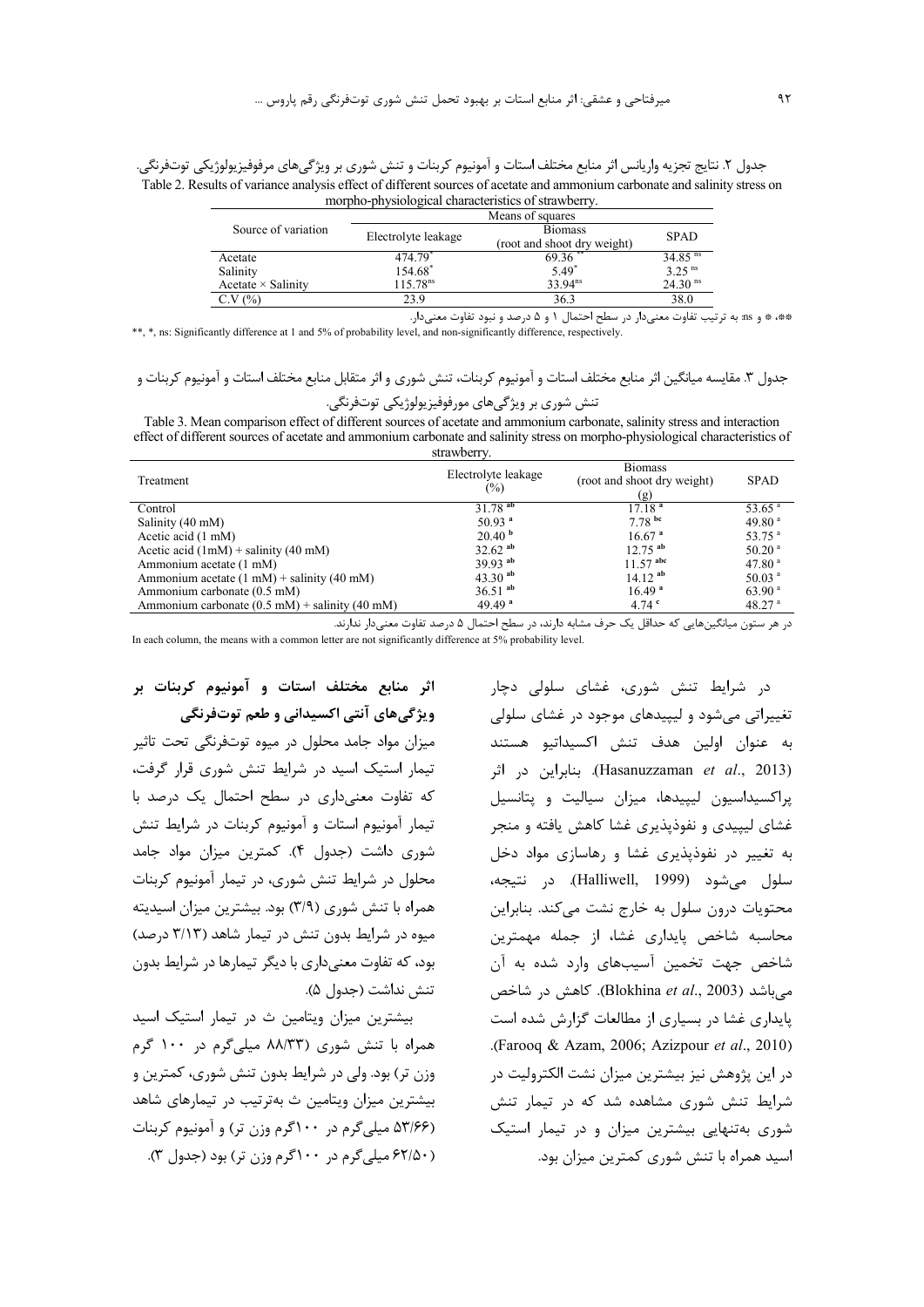جدول ۲. نتایج تجزیه واریانس اثر منابع مختلف استات و آمونیوم کربنات و تنش شوری بر ویژگی‌های مرفوفیزیولوژیکی توت‌فرنگی.

Table 2. Results of variance analysis effect of different sources of acetate and ammonium carbonate and salinity stress on morpho-physiological characteristics of strawberry.

| Source of variation | Means of squares | | |
|---|---|---|---|
| | Electrolyte leakage | Biomass (root and shoot dry weight) | SPAD |
| Acetate | 474.79* | 69.36** | 34.85 ns |
| Salinity | 154.68* | 5.49* | 3.25 ns |
| Acetate × Salinity | 115.78ns | 33.94ns | 24.30 ns |
| C.V (%) | 23.9 | 36.3 | 38.0 |

**، * و ns: به ترتیب تفاوت معنی‌دار در سطح احتمال ۱ و ۵ درصد و نبود تفاوت معنی‌دار.

**, *, ns: Significantly difference at 1 and 5% of probability level, and non-significantly difference, respectively.

جدول ۳. مقایسه میانگین اثر منابع مختلف استات و آمونیوم کربنات، تنش شوری و اثر متقابل منابع مختلف استات و آمونیوم کربنات و تنش شوری بر ویژگی‌های مورفوفیزیولوژیکی توت‌فرنگی.

Table 3. Mean comparison effect of different sources of acetate and ammonium carbonate, salinity stress and interaction effect of different sources of acetate and ammonium carbonate and salinity stress on morpho-physiological characteristics of strawberry.

| Treatment | Electrolyte leakage (%) | Biomass (root and shoot dry weight) (g) | SPAD |
|---|---|---|---|
| Control | 31.78 ab | 17.18 a | 53.65 a |
| Salinity (40 mM) | 50.93 a | 7.78 bc | 49.80 a |
| Acetic acid (1 mM) | 20.40 b | 16.67 a | 53.75 a |
| Acetic acid (1mM) + salinity (40 mM) | 32.62 ab | 12.75 ab | 50.20 a |
| Ammonium acetate (1 mM) | 39.93 ab | 11.57 abc | 47.80 a |
| Ammonium acetate (1 mM) + salinity (40 mM) | 43.30 ab | 14.12 ab | 50.03 a |
| Ammonium carbonate (0.5 mM) | 36.51 ab | 16.49 a | 63.90 a |
| Ammonium carbonate (0.5 mM) + salinity (40 mM) | 49.49 a | 4.74 c | 48.27 a |

در هر ستون میانگین‌هایی که حداقل یک حرف مشابه دارند، در سطح احتمال ۵ درصد تفاوت معنی‌دار ندارند.

In each column, the means with a common letter are not significantly difference at 5% probability level.

در شرایط تنش شوری، غشای سلولی دچار تغییراتی می‌شود و لیپیدهای موجود در غشای سلولی به عنوان اولین هدف تنش اکسیداتیو هستند (Hasanuzzaman *et al*., 2013). بنابراین در اثر پراکسیداسیون لیپیدها، میزان سیالیت و پتانسیل غشای لیپیدی و نفوذپذیری غشا کاهش یافته و منجر به تغییر در نفوذپذیری غشا و رهاسازی مواد دخل سلول می‌شود (Halliwell, 1999). در نتیجه، محتویات درون سلول به خارج نشت می‌کند. بنابراین محاسبه شاخص پایداری غشا، از جمله مهمترین شاخص جهت تخمین آسیب‌های وارد شده به آن می‌باشد (Blokhina *et al*., 2003). کاهش در شاخص پایداری غشا در بسیاری از مطالعات گزارش شده است (Farooq & Azam, 2006; Azizpour *et al*., 2010). در این پژوهش نیز بیشترین میزان نشت الکترولیت در شرایط تنش شوری مشاهده شد که در تیمار تنش شوری به‌تنهایی بیشترین میزان و در تیمار استیک اسید همراه با تنش شوری کمترین میزان بود.

### اثر منابع مختلف استات و آمونیوم کربنات بر ویژگی‌های آنتی اکسیدانی و طعم توت‌فرنگی

میزان مواد جامد محلول در میوه توت‌فرنگی تحت تاثیر تیمار استیک اسید در شرایط تنش شوری قرار گرفت، که تفاوت معنی‌داری در سطح احتمال یک درصد با تیمار آمونیوم استات و آمونیوم کربنات در شرایط تنش شوری داشت (جدول ۴). کمترین میزان مواد جامد محلول در شرایط تنش شوری، در تیمار آمونیوم کربنات همراه با تنش شوری (۳/۹) بود. بیشترین میزان اسیدیته میوه در شرایط بدون تنش در تیمار شاهد (۳/۱۳ درصد) بود، که تفاوت معنی‌داری با دیگر تیمارها در شرایط بدون تنش نداشت (جدول ۵).

بیشترین میزان ویتامین ث در تیمار استیک اسید همراه با تنش شوری (۸۸/۳۳ میلی‌گرم در ۱۰۰ گرم وزن تر) بود. ولی در شرایط بدون تنش شوری، کمترین و بیشترین میزان ویتامین ث به‌ترتیب در تیمارهای شاهد (۵۳/۶۶ میلی‌گرم در ۱۰۰گرم وزن تر) و آمونیوم کربنات (۶۲/۵۰ میلی‌گرم در ۱۰۰گرم وزن تر) بود (جدول ۳).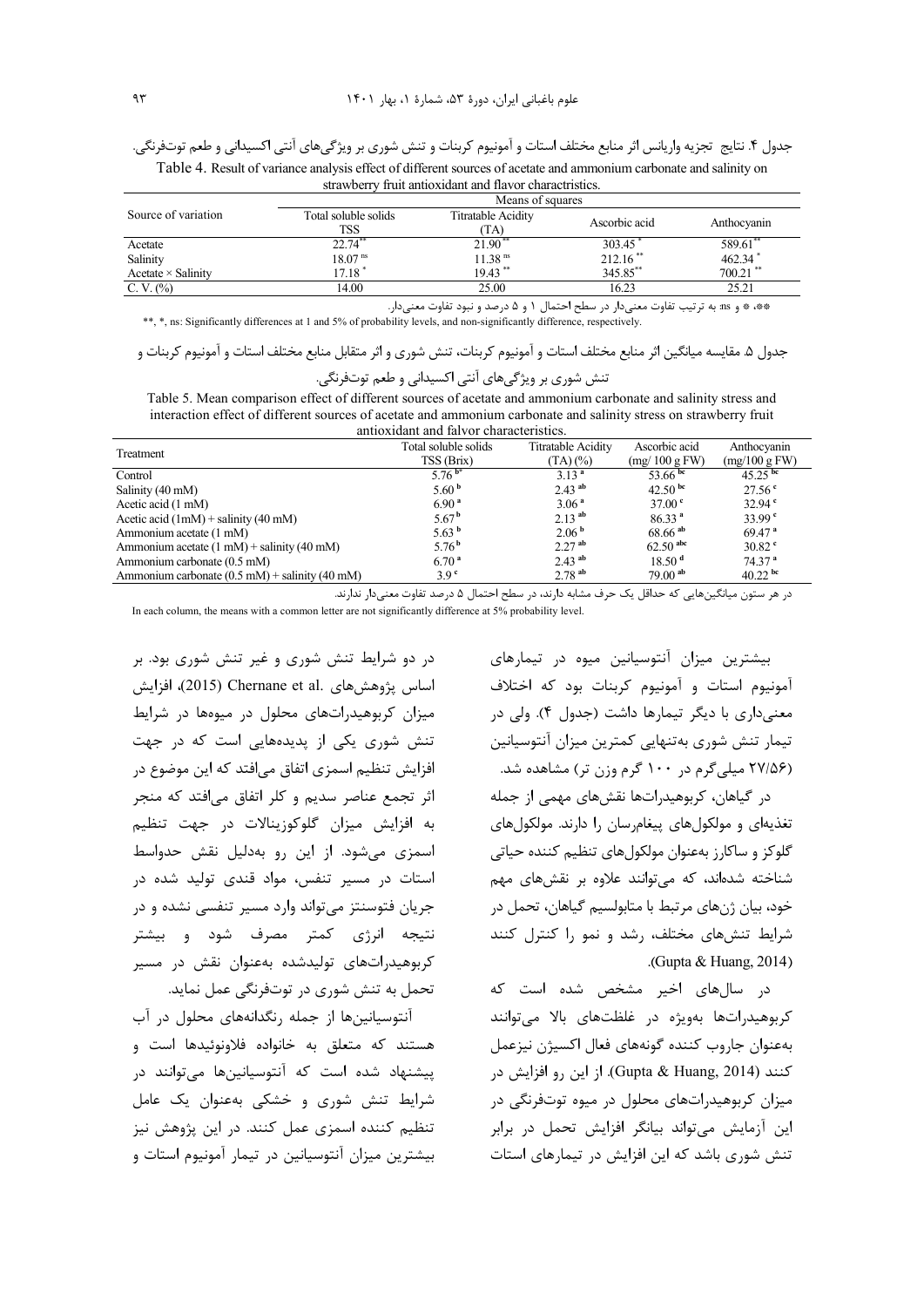جدول ۴. نتایج تجزیه واریانس اثر منابع مختلف استات و آمونیوم کربنات و تنش شوری بر ویژگی‌های آنتی اکسیدانی و طعم توت‌فرنگی.

Table 4. Result of variance analysis effect of different sources of acetate and ammonium carbonate and salinity on strawberry fruit antioxidant and flavor charactristics.

| Source of variation | Means of squares | | | |
|---|---|---|---|---|
| | Total soluble solids TSS | Titratable Acidity (TA) | Ascorbic acid | Anthocyanin |
| Acetate | 22.74 ** | 21.90 ** | 303.45 * | 589.61 ** |
| Salinity | 18.07 ns | 11.38 ns | 212.16 ** | 462.34 * |
| Acetate × Salinity | 17.18 * | 19.43 ** | 345.85 ** | 700.21 ** |
| C. V. (%) | 14.00 | 25.00 | 16.23 | 25.21 |

**، * و ns: به ترتیب تفاوت معنی‌دار در سطح احتمال ۱ و ۵ درصد و نبود تفاوت معنی‌دار.

**, *, ns: Significantly differences at 1 and 5% of probability levels, and non-significantly difference, respectively.

جدول ۵. مقایسه میانگین اثر منابع مختلف استات و آمونیوم کربنات، تنش شوری و اثر متقابل منابع مختلف استات و آمونیوم کربنات و تنش شوری بر ویژگی‌های آنتی اکسیدانی و طعم توت‌فرنگی.

Table 5. Mean comparison effect of different sources of acetate and ammonium carbonate and salinity stress and interaction effect of different sources of acetate and ammonium carbonate and salinity stress on strawberry fruit antioxidant and falvor characteristics.

| Treatment | Total soluble solids TSS (Brix) | Titratable Acidity (TA) (%) | Ascorbic acid (mg/ 100 g FW) | Anthocyanin (mg/100 g FW) |
|---|---|---|---|---|
| Control | 5.76 bc | 3.13 a | 53.66 bc | 45.25 bc |
| Salinity (40 mM) | 5.60 b | 2.43 ab | 42.50 bc | 27.56 c |
| Acetic acid (1 mM) | 6.90 a | 3.06 a | 37.00 c | 32.94 c |
| Acetic acid (1mM) + salinity (40 mM) | 5.67 b | 2.13 ab | 86.33 a | 33.99 c |
| Ammonium acetate (1 mM) | 5.63 b | 2.06 b | 68.66 ab | 69.47 a |
| Ammonium acetate (1 mM) + salinity (40 mM) | 5.76 b | 2.27 ab | 62.50 abc | 30.82 c |
| Ammonium carbonate (0.5 mM) | 6.70 a | 2.43 ab | 18.50 d | 74.37 a |
| Ammonium carbonate (0.5 mM) + salinity (40 mM) | 3.9 c | 2.78 ab | 79.00 ab | 40.22 bc |

در هر ستون میانگین‌هایی که حداقل یک حرف مشابه دارند، در سطح احتمال ۵ درصد تفاوت معنی‌دار ندارند.

In each column, the means with a common letter are not significantly difference at 5% probability level.

بیشترین میزان آنتوسیانین میوه در تیمارهای آمونیوم استات و آمونیوم کربنات بود که اختلاف معنی‌داری با دیگر تیمارها داشت (جدول ۴). ولی در تیمار تنش شوری به‌تنهایی کمترین میزان آنتوسیانین (۲۷/۵۶ میلی‌گرم در ۱۰۰ گرم وزن تر) مشاهده شد.

در گیاهان، کربوهیدرات‌ها نقش‌های مهمی از جمله تغذیه‌ای و مولکول‌های پیغام‌رسان را دارند. مولکول‌های گلوکز و ساکارز به‌عنوان مولکول‌های تنظیم کننده حیاتی شناخته شده‌اند، که می‌توانند علاوه بر نقش‌های مهم خود، بیان ژن‌های مرتبط با متابولیسم گیاهان، تحمل در شرایط تنش‌های مختلف، رشد و نمو را کنترل کنند (Gupta & Huang, 2014).

در سال‌های اخیر مشخص شده است که کربوهیدرات‌ها به‌ویژه در غلظت‌های بالا می‌توانند به‌عنوان جاروب کننده گونه‌های فعال اکسیژن نیزعمل کنند (Gupta & Huang, 2014). از این رو افزایش در میزان کربوهیدرات‌های محلول در میوه توت‌فرنگی در این آزمایش می‌تواند بیانگر افزایش تحمل در برابر تنش شوری باشد که این افزایش در تیمارهای استات در دو شرایط تنش شوری و غیر تنش شوری بود. بر اساس پژوهش‌های Chernane et al. (2015)، افزایش میزان کربوهیدرات‌های محلول در میوه‌ها در شرایط تنش شوری یکی از پدیده‌هایی است که در جهت افزایش تنظیم اسمزی اتفاق می‌افتد که این موضوع در اثر تجمع عناصر سدیم و کلر اتفاق می‌افتد که منجر به افزایش میزان گلوکزینالات در جهت تنظیم اسمزی می‌شود. از این رو به‌دلیل نقش حدواسط استات در مسیر تنفس، مواد قندی تولید شده در جریان فتوسنتز می‌تواند وارد مسیر تنفسی نشده و در نتیجه انرژی کمتر مصرف شود و بیشتر کربوهیدرات‌های تولیدشده به‌عنوان نقش در مسیر تحمل به تنش شوری در توت‌فرنگی عمل نماید.

آنتوسیانین‌ها از جمله رنگدانه‌های محلول در آب هستند که متعلق به خانواده فلاونوئیدها است و پیشنهاد شده است که آنتوسیانین‌ها می‌توانند در شرایط تنش شوری و خشکی به‌عنوان یک عامل تنظیم کننده اسمزی عمل کنند. در این پژوهش نیز بیشترین میزان آنتوسیانین در تیمار آمونیوم استات و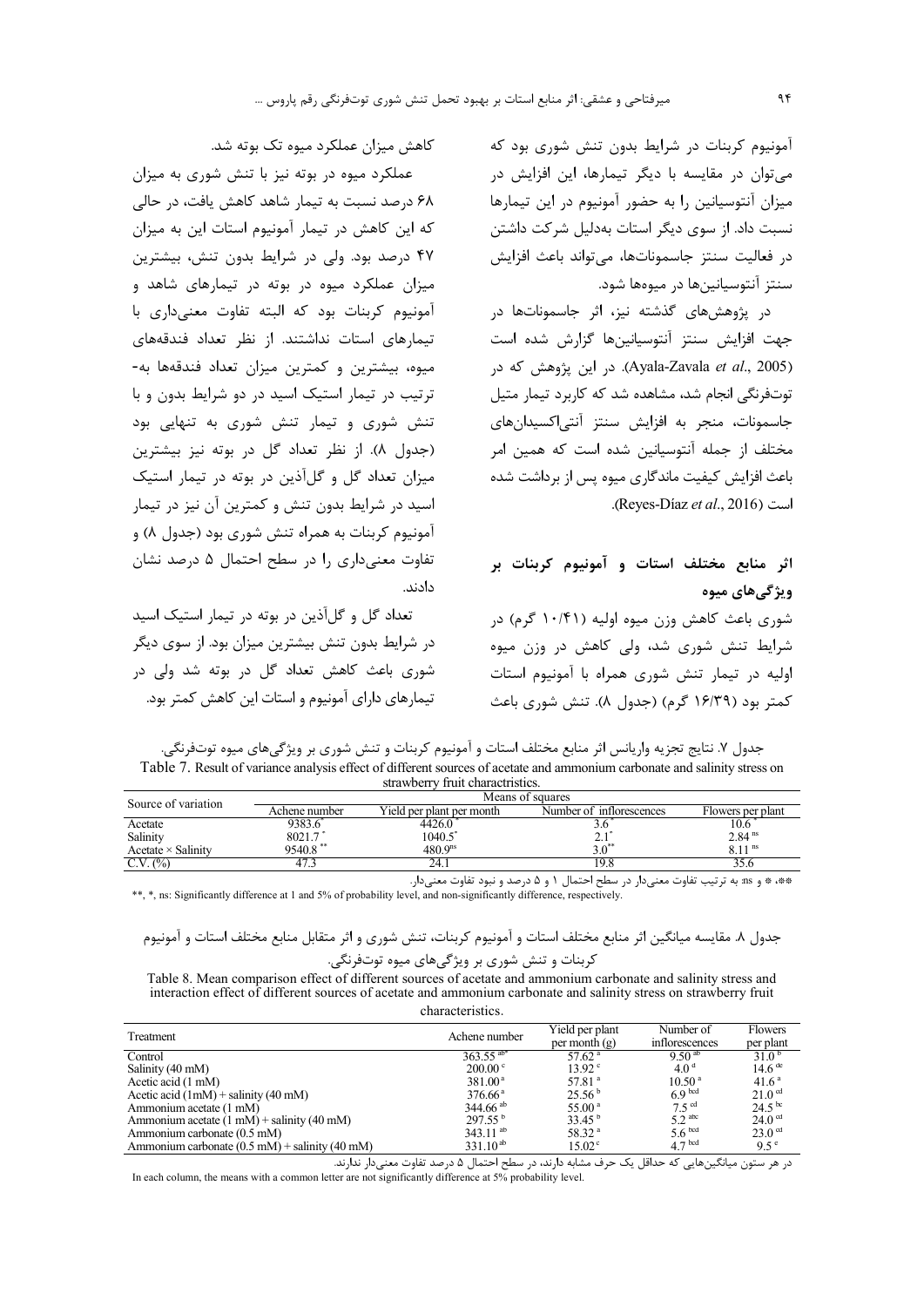آمونیوم کربنات در شرایط بدون تنش شوری بود که می‌توان در مقایسه با دیگر تیمارها، این افزایش در میزان آنتوسیانین را به حضور آمونیوم در این تیمارها نسبت داد. از سوی دیگر استات به‌دلیل شرکت داشتن در فعالیت سنتز جاسمونات‌ها، می‌تواند باعث افزایش سنتز آنتوسیانین‌ها در میوه‌ها شود.

در پژوهش‌های گذشته نیز، اثر جاسمونات‌ها در جهت افزایش سنتز آنتوسیانین‌ها گزارش شده است (Ayala-Zavala *et al*., 2005). در این پژوهش که در توت‌فرنگی انجام شد، مشاهده شد که کاربرد تیمار متیل جاسمونات، منجر به افزایش سنتز آنتی‌اکسیدان‌های مختلف از جمله آنتوسیانین شده است که همین امر باعث افزایش کیفیت ماندگاری میوه پس از برداشت شده است (Reyes-Díaz *et al*., 2016).

## اثر منابع مختلف استات و آمونیوم کربنات بر ویژگی‌های میوه

شوری باعث کاهش وزن میوه اولیه (۱۰/۴۱ گرم) در شرایط تنش شوری شد، ولی کاهش در وزن میوه اولیه در تیمار تنش شوری همراه با آمونیوم استات کمتر بود (۱۶/۳۹ گرم) (جدول ۸). تنش شوری باعث کاهش میزان عملکرد میوه تک بوته شد.

عملکرد میوه در بوته نیز با تنش شوری به میزان ۶۸ درصد نسبت به تیمار شاهد کاهش یافت، در حالی که این کاهش در تیمار آمونیوم استات این به میزان ۴۷ درصد بود. ولی در شرایط بدون تنش، بیشترین میزان عملکرد میوه در بوته در تیمارهای شاهد و آمونیوم کربنات بود که البته تفاوت معنی‌داری با تیمارهای استات نداشتند. از نظر تعداد فندقه‌های میوه، بیشترین و کمترین میزان تعداد فندقه‌ها به‌ترتیب در تیمار استیک اسید در دو شرایط بدون و با تنش شوری و تیمار تنش شوری به تنهایی بود (جدول ۸). از نظر تعداد گل در بوته نیز بیشترین میزان تعداد گل و گل‌آذین در بوته در تیمار استیک اسید در شرایط بدون تنش و کمترین آن نیز در تیمار آمونیوم کربنات به همراه تنش شوری بود (جدول ۸) و تفاوت معنی‌داری را در سطح احتمال ۵ درصد نشان دادند.

تعداد گل و گل‌آذین در بوته در تیمار استیک اسید در شرایط بدون تنش بیشترین میزان بود. از سوی دیگر شوری باعث کاهش تعداد گل در بوته شد ولی در تیمارهای دارای آمونیوم و استات این کاهش کمتر بود.

جدول ۷. نتایج تجزیه واریانس اثر منابع مختلف استات و آمونیوم کربنات و تنش شوری بر ویژگی‌های میوه توت‌فرنگی.

Table 7. Result of variance analysis effect of different sources of acetate and ammonium carbonate and salinity stress on strawberry fruit charactristics.

| Source of variation | Means of squares | | | |
|---|---|---|---|---|
| | Achene number | Yield per plant per month | Number of inflorescences | Flowers per plant |
| Acetate | 9383.6* | 4426.0* | 3.6* | 10.6* |
| Salinity | 8021.7* | 1040.5* | 2.1* | 2.84 ns |
| Acetate × Salinity | 9540.8** | 480.9ns | 3.0** | 8.11 ns |
| C.V. (%) | 47.3 | 24.1 | 19.8 | 35.6 |

**، * و ns: به ترتیب تفاوت معنی‌دار در سطح احتمال ۱ و ۵ درصد و نبود تفاوت معنی‌دار.

**, *, ns: Significantly difference at 1 and 5% of probability level, and non-significantly difference, respectively.

جدول ۸. مقایسه میانگین اثر منابع مختلف استات و آمونیوم کربنات، تنش شوری و اثر متقابل منابع مختلف استات و آمونیوم کربنات و تنش شوری بر ویژگی‌های میوه توت‌فرنگی.

Table 8. Mean comparison effect of different sources of acetate and ammonium carbonate and salinity stress and interaction effect of different sources of acetate and ammonium carbonate and salinity stress on strawberry fruit characteristics.

| Treatment | Achene number | Yield per plant per month (g) | Number of inflorescences | Flowers per plant |
|---|---|---|---|---|
| Control | 363.55 ab* | 57.62 a | 9.50 ab | 31.0 b |
| Salinity (40 mM) | 200.00 c | 13.92 c | 4.0 d | 14.6 de |
| Acetic acid (1 mM) | 381.00 a | 57.81 a | 10.50 a | 41.6 a |
| Acetic acid (1mM) + salinity (40 mM) | 376.66 a | 25.56 b | 6.9 bcd | 21.0 cd |
| Ammonium acetate (1 mM) | 344.66 ab | 55.00 a | 7.5 cd | 24.5 bc |
| Ammonium acetate (1 mM) + salinity (40 mM) | 297.55 b | 33.45 b | 5.2 abc | 24.0 cd |
| Ammonium carbonate (0.5 mM) | 343.11 ab | 58.32 a | 5.6 bcd | 23.0 cd |
| Ammonium carbonate (0.5 mM) + salinity (40 mM) | 331.10 ab | 15.02 c | 4.7 bcd | 9.5 e |

در هر ستون میانگین‌هایی که حداقل یک حرف مشابه دارند، در سطح احتمال ۵ درصد تفاوت معنی‌دار ندارند.

In each column, the means with a common letter are not significantly difference at 5% probability level.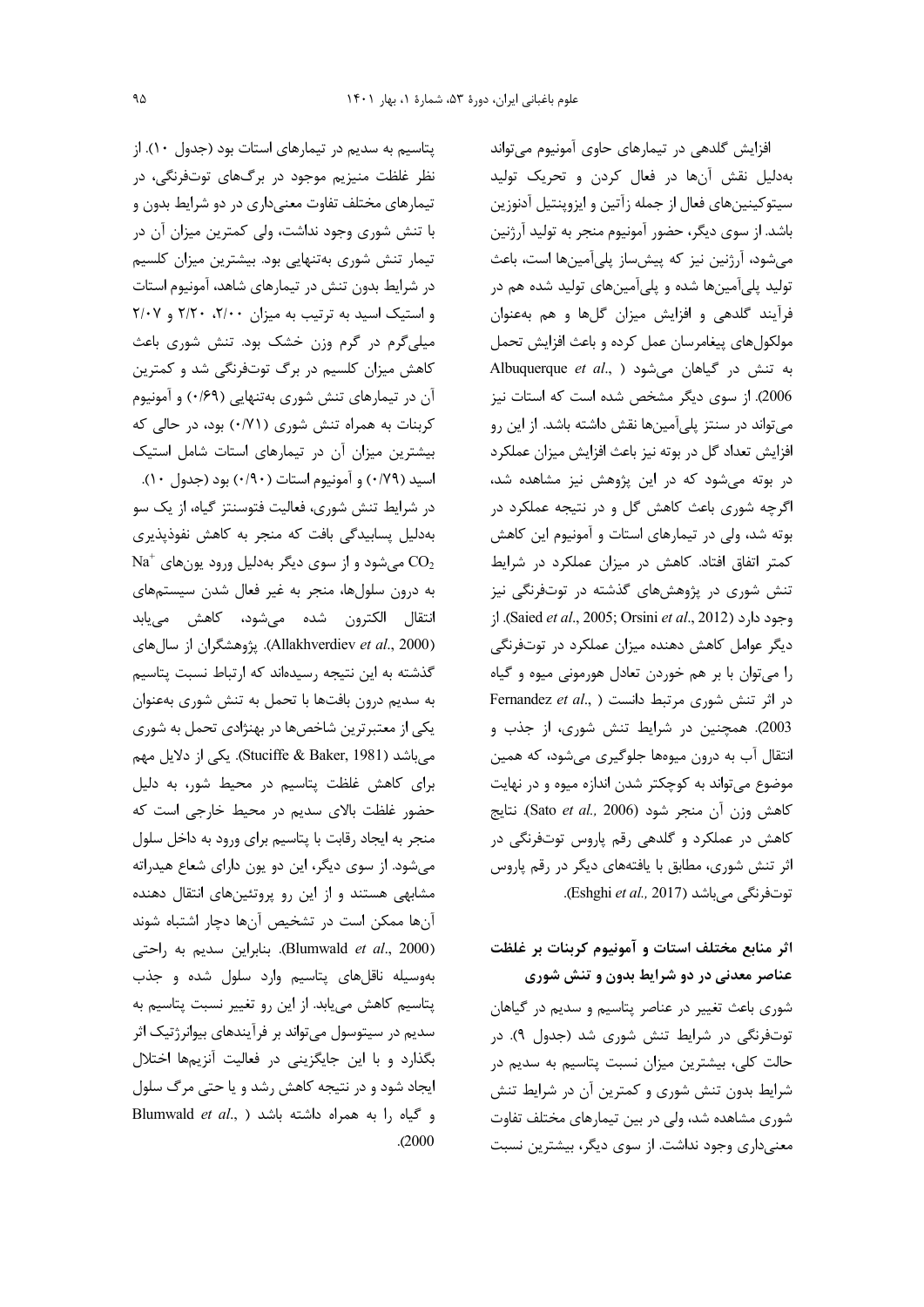افزایش گلدهی در تیمارهای حاوی آمونیوم می‌تواند به‌دلیل نقش آن‌ها در فعال کردن و تحریک تولید سیتوکینین‌های فعال از جمله زآتین و ایزوپنتیل آدنوزین باشد. از سوی دیگر، حضور آمونیوم منجر به تولید آرژنین می‌شود، آرژنین نیز که پیش‌ساز پلی‌آمین‌ها است، باعث تولید پلی‌آمین‌ها شده و پلی‌آمین‌های تولید شده هم در فرآیند گلدهی و افزایش میزان گل‌ها و هم به‌عنوان مولکول‌های پیغام‌رسان عمل کرده و باعث افزایش تحمل به تنش در گیاهان می‌شود (Albuquerque *et al.*, 2006). از سوی دیگر مشخص شده است که استات نیز می‌تواند در سنتز پلی‌آمین‌ها نقش داشته باشد. از این رو افزایش تعداد گل در بوته نیز باعث افزایش میزان عملکرد در بوته می‌شود که در این پژوهش نیز مشاهده شد، اگرچه شوری باعث کاهش گل و در نتیجه عملکرد در بوته شد، ولی در تیمارهای استات و آمونیوم این کاهش کمتر اتفاق افتاد. کاهش در میزان عملکرد در شرایط تنش شوری در پژوهش‌های گذشته در توت‌فرنگی نیز وجود دارد (Saied *et al*., 2005; Orsini *et al*., 2012). از دیگر عوامل کاهش دهنده میزان عملکرد در توت‌فرنگی را می‌توان با بر هم خوردن تعادل هورمونی میوه و گیاه در اثر تنش شوری مرتبط دانست (Fernandez *et al*., 2003). همچنین در شرایط تنش شوری، از جذب و انتقال آب به درون میوه‌ها جلوگیری می‌شود، که همین موضوع می‌تواند به کوچکتر شدن اندازه میوه و در نهایت کاهش وزن آن منجر شود (Sato *et al.,* 2006). نتایج کاهش در عملکرد و گلدهی رقم پاروس توت‌فرنگی در اثر تنش شوری، مطابق با یافته‌های دیگر در رقم پاروس توت‌فرنگی می‌باشد (Eshghi *et al.,* 2017).

## اثر منابع مختلف استات و آمونیوم کربنات بر غلظت عناصر معدنی در دو شرایط بدون و تنش شوری

شوری باعث تغییر در عناصر پتاسیم و سدیم در گیاهان توت‌فرنگی در شرایط تنش شوری شد (جدول ۹). در حالت کلی، بیشترین میزان نسبت پتاسیم به سدیم در شرایط بدون تنش شوری و کمترین آن در شرایط تنش شوری مشاهده شد، ولی در بین تیمارهای مختلف تفاوت معنی‌داری وجود نداشت. از سوی دیگر، بیشترین نسبت پتاسیم به سدیم در تیمارهای استات بود (جدول ۱۰). از نظر غلظت منیزیم موجود در برگ‌های توت‌فرنگی، در تیمارهای مختلف تفاوت معنی‌داری در دو شرایط بدون و با تنش شوری وجود نداشت، ولی کمترین میزان آن در تیمار تنش شوری به‌تنهایی بود. بیشترین میزان کلسیم در شرایط بدون تنش در تیمارهای شاهد، آمونیوم استات و استیک اسید به ترتیب به میزان ۲/۰۰، ۲/۲۰ و ۲/۰۷ میلی‌گرم در گرم وزن خشک بود. تنش شوری باعث کاهش میزان کلسیم در برگ توت‌فرنگی شد و کمترین آن در تیمارهای تنش شوری به‌تنهایی (۰/۶۹) و آمونیوم کربنات به همراه تنش شوری (۰/۷۱) بود، در حالی که بیشترین میزان آن در تیمارهای استات شامل استیک اسید (۰/۷۹) و آمونیوم استات (۰/۹۰) بود (جدول ۱۰).

در شرایط تنش شوری، فعالیت فتوسنتز گیاه، از یک سو به‌دلیل پسابیدگی بافت که منجر به کاهش نفوذپذیری $CO_2$ می‌شود و از سوی دیگر به‌دلیل ورود یون‌های $Na^+$ به درون سلول‌ها، منجر به غیر فعال شدن سیستم‌های انتقال الکترون شده می‌شود، کاهش می‌یابد (Allakhverdiev *et al*., 2000). پژوهشگران از سال‌های گذشته به این نتیجه رسیده‌اند که ارتباط نسبت پتاسیم به سدیم درون بافت‌ها با تحمل به تنش شوری به‌عنوان یکی از معتبرترین شاخص‌ها در بهنژادی تحمل به شوری می‌باشد (Stuciffe & Baker, 1981). یکی از دلایل مهم برای کاهش غلظت پتاسیم در محیط شور، به دلیل حضور غلظت بالای سدیم در محیط خارجی است که منجر به ایجاد رقابت با پتاسیم برای ورود به داخل سلول می‌شود. از سوی دیگر، این دو یون دارای شعاع هیدراته مشابهی هستند و از این رو پروتئین‌های انتقال دهنده آن‌ها ممکن است در تشخیص آن‌ها دچار اشتباه شوند (Blumwald *et al*., 2000). بنابراین سدیم به راحتی به‌وسیله ناقل‌های پتاسیم وارد سلول شده و جذب پتاسیم کاهش می‌یابد. از این رو تغییر نسبت پتاسیم به سدیم در سیتوسول می‌تواند بر فرآیندهای بیوانرژتیک اثر بگذارد و با این جایگزینی در فعالیت آنزیم‌ها اختلال ایجاد شود و در نتیجه کاهش رشد و یا حتی مرگ سلول و گیاه را به همراه داشته باشد (Blumwald *et al*., 2000).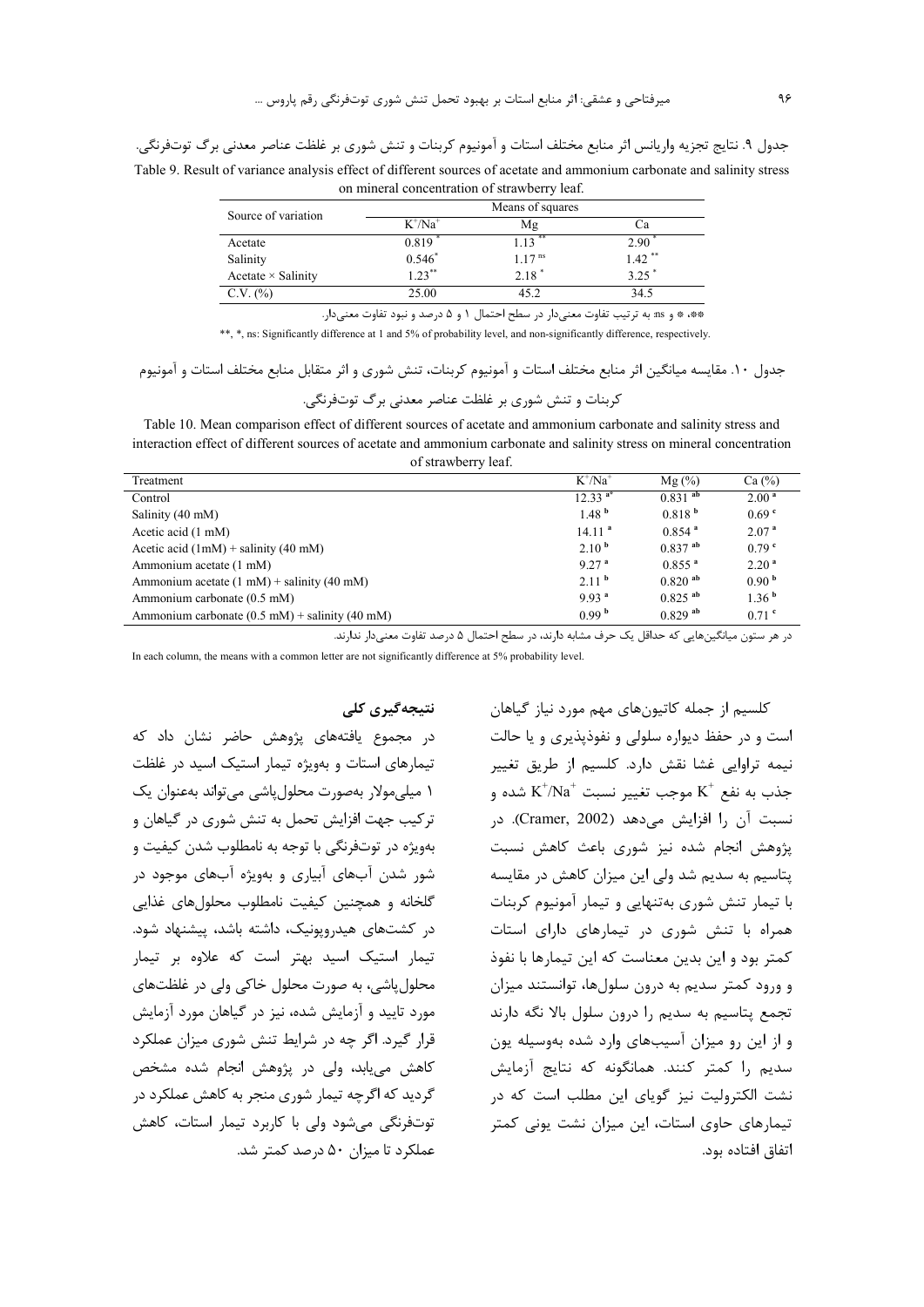جدول ۹. نتایج تجزیه واریانس اثر منابع مختلف استات و آمونیوم کربنات و تنش شوری بر غلظت عناصر معدنی برگ توت‌فرنگی.

Table 9. Result of variance analysis effect of different sources of acetate and ammonium carbonate and salinity stress on mineral concentration of strawberry leaf.

| Source of variation | Means of squares | | |
|---|---|---|---|
| | $K^+/Na^+$ | Mg | Ca |
| Acetate | 0.819 * | 1.13 ** | 2.90 * |
| Salinity | 0.546* | 1.17 ns | 1.42 ** |
| Acetate × Salinity | 1.23** | 2.18 * | 3.25 * |
| C.V. (%) | 25.00 | 45.2 | 34.5 |

**، * و ns: به ترتیب تفاوت معنی‌دار در سطح احتمال ۱ و ۵ درصد و نبود تفاوت معنی‌دار.

**, *, ns: Significantly difference at 1 and 5% of probability level, and non-significantly difference, respectively.

جدول ۱۰. مقایسه میانگین اثر منابع مختلف استات و آمونیوم کربنات، تنش شوری و اثر متقابل منابع مختلف استات و آمونیوم کربنات و تنش شوری بر غلظت عناصر معدنی برگ توت‌فرنگی.

Table 10. Mean comparison effect of different sources of acetate and ammonium carbonate and salinity stress and interaction effect of different sources of acetate and ammonium carbonate and salinity stress on mineral concentration of strawberry leaf.

| Treatment | $K^+/Na^+$ | Mg (%) | Ca (%) |
|---|---|---|---|
| Control | 12.33 a* | 0.831 ab | 2.00 a |
| Salinity (40 mM) | 1.48 b | 0.818 b | 0.69 c |
| Acetic acid (1 mM) | 14.11 a | 0.854 a | 2.07 a |
| Acetic acid (1mM) + salinity (40 mM) | 2.10 b | 0.837 ab | 0.79 c |
| Ammonium acetate (1 mM) | 9.27 a | 0.855 a | 2.20 a |
| Ammonium acetate (1 mM) + salinity (40 mM) | 2.11 b | 0.820 ab | 0.90 b |
| Ammonium carbonate (0.5 mM) | 9.93 a | 0.825 ab | 1.36 b |
| Ammonium carbonate (0.5 mM) + salinity (40 mM) | 0.99 b | 0.829 ab | 0.71 c |

در هر ستون میانگین‌هایی که حداقل یک حرف مشابه دارند، در سطح احتمال ۵ درصد تفاوت معنی‌دار ندارند.

In each column, the means with a common letter are not significantly difference at 5% probability level.

کلسیم از جمله کاتیون‌های مهم مورد نیاز گیاهان است و در حفظ دیواره سلولی و نفوذپذیری و یا حالت نیمه تراوایی غشا نقش دارد. کلسیم از طریق تغییر جذب به نفع $K^+$ موجب تغییر نسبت $K^+/Na^+$ شده و نسبت آن را افزایش می‌دهد (Cramer, 2002). در پژوهش انجام شده نیز شوری باعث کاهش نسبت پتاسیم به سدیم شد ولی این میزان کاهش در مقایسه با تیمار تنش شوری به‌تنهایی و تیمار آمونیوم کربنات همراه با تنش شوری در تیمارهای دارای استات کمتر بود و این بدین معناست که این تیمارها با نفوذ و ورود کمتر سدیم به درون سلول‌ها، توانستند میزان تجمع پتاسیم به سدیم را درون سلول بالا نگه دارند و از این رو میزان آسیب‌های وارد شده به‌وسیله یون سدیم را کمتر کنند. همانگونه که نتایج آزمایش نشت الکترولیت نیز گویای این مطلب است که در تیمارهای حاوی استات، این میزان نشت یونی کمتر اتفاق افتاده بود.

## نتیجه‌گیری کلی

در مجموع یافته‌های پژوهش حاضر نشان داد که تیمارهای استات و به‌ویژه تیمار استیک اسید در غلظت ۱ میلی‌مولار به‌صورت محلول‌پاشی می‌تواند به‌عنوان یک ترکیب جهت افزایش تحمل به تنش شوری در گیاهان و به‌ویژه در توت‌فرنگی با توجه به نامطلوب شدن کیفیت و شور شدن آب‌های آبیاری و به‌ویژه آب‌های موجود در گلخانه و همچنین کیفیت نامطلوب محلول‌های غذایی در کشت‌های هیدروپونیک، داشته باشد، پیشنهاد شود. تیمار استیک اسید بهتر است که علاوه بر تیمار محلول‌پاشی، به صورت محلول خاکی ولی در غلظت‌های مورد تایید و آزمایش شده، نیز در گیاهان مورد آزمایش قرار گیرد. اگر چه در شرایط تنش شوری میزان عملکرد کاهش می‌یابد، ولی در پژوهش انجام شده مشخص گردید که اگرچه تیمار شوری منجر به کاهش عملکرد در توت‌فرنگی می‌شود ولی با کاربرد تیمار استات، کاهش عملکرد تا میزان ۵۰ درصد کمتر شد.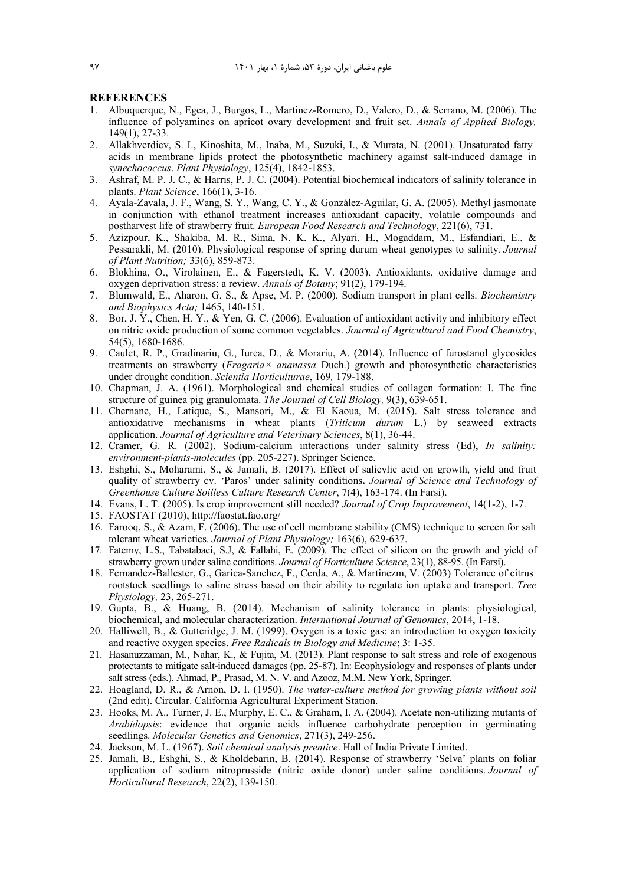## REFERENCES

1. Albuquerque, N., Egea, J., Burgos, L., Martinez-Romero, D., Valero, D., & Serrano, M. (2006). The influence of polyamines on apricot ovary development and fruit set. *Annals of Applied Biology,* 149(1), 27-33.
2. Allakhverdiev, S. I., Kinoshita, M., Inaba, M., Suzuki, I., & Murata, N. (2001). Unsaturated fatty acids in membrane lipids protect the photosynthetic machinery against salt-induced damage in *synechococcus*. *Plant Physiology*, 125(4), 1842-1853.
3. Ashraf, M. P. J. C., & Harris, P. J. C. (2004). Potential biochemical indicators of salinity tolerance in plants. *Plant Science*, 166(1), 3-16.
4. Ayala-Zavala, J. F., Wang, S. Y., Wang, C. Y., & González-Aguilar, G. A. (2005). Methyl jasmonate in conjunction with ethanol treatment increases antioxidant capacity, volatile compounds and postharvest life of strawberry fruit. *European Food Research and Technology*, 221(6), 731.
5. Azizpour, K., Shakiba, M. R., Sima, N. K. K., Alyari, H., Mogaddam, M., Esfandiari, E., & Pessarakli, M. (2010). Physiological response of spring durum wheat genotypes to salinity*. Journal of Plant Nutrition;* 33(6), 859-873.
6. Blokhina, O., Virolainen, E., & Fagerstedt, K. V. (2003). Antioxidants, oxidative damage and oxygen deprivation stress: a review. *Annals of Botany*; 91(2), 179-194.
7. Blumwald, E., Aharon, G. S., & Apse, M. P. (2000). Sodium transport in plant cells. *Biochemistry and Biophysics Acta;* 1465, 140-151.
8. Bor, J. Y., Chen, H. Y., & Yen, G. C. (2006). Evaluation of antioxidant activity and inhibitory effect on nitric oxide production of some common vegetables. *Journal of Agricultural and Food Chemistry*, 54(5), 1680-1686.
9. Caulet, R. P., Gradinariu, G., Iurea, D., & Morariu, A. (2014). Influence of furostanol glycosides treatments on strawberry (*Fragaria× ananassa* Duch.) growth and photosynthetic characteristics under drought condition. *Scientia Horticulturae*, 169*,* 179-188.
10. Chapman, J. A. (1961). Morphological and chemical studies of collagen formation: I. The fine structure of guinea pig granulomata. *The Journal of Cell Biology,* 9(3), 639-651.
11. Chernane, H., Latique, S., Mansori, M., & El Kaoua, M. (2015). Salt stress tolerance and antioxidative mechanisms in wheat plants (*Triticum durum* L.) by seaweed extracts application. *Journal of Agriculture and Veterinary Sciences*, 8(1), 36-44.
12. Cramer, G. R. (2002). Sodium-calcium interactions under salinity stress (Ed), *In salinity: environment-plants-molecules* (pp. 205-227). Springer Science.
13. Eshghi, S., Moharami, S., & Jamali, B. (2017). Effect of salicylic acid on growth, yield and fruit quality of strawberry cv. 'Paros' under salinity conditions**.** *Journal of Science and Technology of Greenhouse Culture Soilless Culture Research Center*, 7(4), 163-174. (In Farsi).
14. Evans, L. T. (2005). Is crop improvement still needed? *Journal of Crop Improvement*, 14(1-2), 1-7.
15. FAOSTAT (2010), http://faostat.fao.org/
16. Farooq, S., & Azam, F. (2006). The use of cell membrane stability (CMS) technique to screen for salt tolerant wheat varieties. *Journal of Plant Physiology;* 163(6), 629-637.
17. Fatemy, L.S., Tabatabaei, S.J, & Fallahi, E. (2009). The effect of silicon on the growth and yield of strawberry grown under saline conditions. *Journal of Horticulture Science*, 23(1), 88-95. (In Farsi).
18. Fernandez-Ballester, G., Garica-Sanchez, F., Cerda, A., & Martinezm, V. (2003) Tolerance of citrus rootstock seedlings to saline stress based on their ability to regulate ion uptake and transport. *Tree Physiology,* 23, 265-271.
19. Gupta, B., & Huang, B. (2014). Mechanism of salinity tolerance in plants: physiological, biochemical, and molecular characterization. *International Journal of Genomics*, 2014, 1-18.
20. Halliwell, B., & Gutteridge, J. M. (1999). Oxygen is a toxic gas: an introduction to oxygen toxicity and reactive oxygen species. *Free Radicals in Biology and Medicine*; 3: 1-35.
21. Hasanuzzaman, M., Nahar, K., & Fujita, M. (2013). Plant response to salt stress and role of exogenous protectants to mitigate salt-induced damages (pp. 25-87). In: Ecophysiology and responses of plants under salt stress (eds.). Ahmad, P., Prasad, M. N. V. and Azooz, M.M. New York, Springer.
22. Hoagland, D. R., & Arnon, D. I. (1950). *The water-culture method for growing plants without soil* (2nd edit). Circular. California Agricultural Experiment Station.
23. Hooks, M. A., Turner, J. E., Murphy, E. C., & Graham, I. A. (2004). Acetate non-utilizing mutants of *Arabidopsis*: evidence that organic acids influence carbohydrate perception in germinating seedlings. *Molecular Genetics and Genomics*, 271(3), 249-256.
24. Jackson, M. L. (1967). *Soil chemical analysis prentice*. Hall of India Private Limited.
25. Jamali, B., Eshghi, S., & Kholdebarin, B. (2014). Response of strawberry 'Selva' plants on foliar application of sodium nitroprusside (nitric oxide donor) under saline conditions. *Journal of Horticultural Research*, 22(2), 139-150.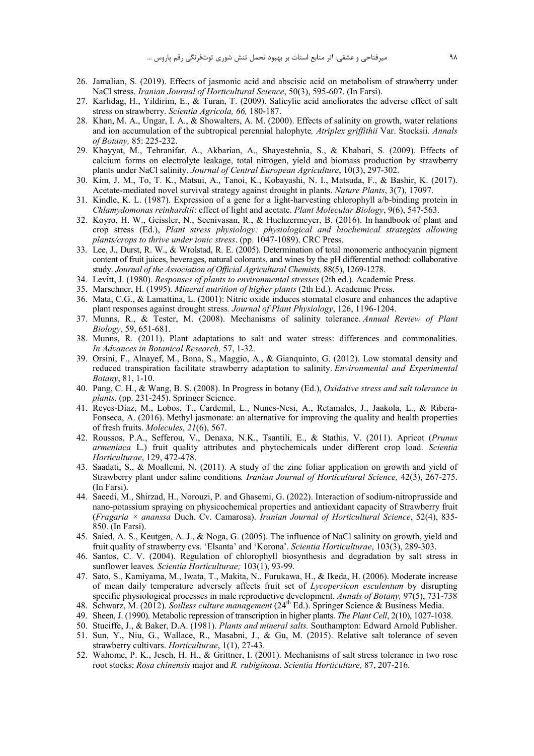26. Jamalian, S. (2019). Effects of jasmonic acid and abscisic acid on metabolism of strawberry under NaCl stress. *Iranian Journal of Horticultural Science*, 50(3), 595-607. (In Farsi).
27. Karlidag, H., Yildirim, E., & Turan, T. (2009). Salicylic acid ameliorates the adverse effect of salt stress on strawberry. *Scientia Agricola, 66,* 180-187.
28. Khan, M. A., Ungar, I. A., & Showalters, A. M. (2000). Effects of salinity on growth, water relations and ion accumulation of the subtropical perennial halophyte*, Atriplex griffithii* Var. Stocksii. *Annals of Botany,* 85: 225-232.
29. Khayyat, M., Tehranifar, A., Akbarian, A., Shayestehnia, S., & Khabari, S. (2009). Effects of calcium forms on electrolyte leakage, total nitrogen, yield and biomass production by strawberry plants under NaCl salinity. *Journal of Central European Agriculture*, 10(3), 297-302.
30. Kim, J. M., To, T. K., Matsui, A., Tanoi, K., Kobayashi, N. I., Matsuda, F., & Bashir, K. (2017). Acetate-mediated novel survival strategy against drought in plants. *Nature Plants*, 3(7), 17097.
31. Kindle, K. L. (1987). Expression of a gene for a light-harvesting chlorophyll a/b-binding protein in *Chlamydomonas reinhardtii*: effect of light and acetate. *Plant Molecular Biology*, 9(6), 547-563.
32. Koyro, H. W., Geissler, N., Seenivasan, R., & Huchzermeyer, B. (2016). In handbook of plant and crop stress (Ed.), *Plant stress physiology: physiological and biochemical strategies allowing plants/crops to thrive under ionic stress*. (pp. 1047-1089). CRC Press.
33. Lee, J., Durst, R. W., & Wrolstad, R. E. (2005). Determination of total monomeric anthocyanin pigment content of fruit juices, beverages, natural colorants, and wines by the pH differential method: collaborative study. *Journal of the Association of Official Agricultural Chemists,* 88(5), 1269-1278.
34. Levitt, J. (1980). *Responses of plants to environmental stresses* (2th ed.). Academic Press.
35. Marschner, H. (1995). *Mineral nutrition of higher plants* (2th Ed.). Academic Press.
36. Mata, C.G., & Lamattina, L. (2001): Nitric oxide induces stomatal closure and enhances the adaptive plant responses against drought stress*. Journal of Plant Physiology*, 126, 1196-1204.
37. Munns, R., & Tester, M. (2008). Mechanisms of salinity tolerance. *Annual Review of Plant Biology*, 59, 651-681.
38. Munns, R. (2011). Plant adaptations to salt and water stress: differences and commonalities. *In Advances in Botanical Research,* 57, 1-32.
39. Orsini, F., Alnayef, M., Bona, S., Maggio, A., & Gianquinto, G. (2012). Low stomatal density and reduced transpiration facilitate strawberry adaptation to salinity. *Environmental and Experimental Botany*, 81, 1-10.
40. Pang, C. H., & Wang, B. S. (2008). In Progress in botany (Ed.), *Oxidative stress and salt tolerance in plants*. (pp. 231-245). Springer Science.
41. Reyes-Díaz, M., Lobos, T., Cardemil, L., Nunes-Nesi, A., Retamales, J., Jaakola, L., & Ribera-Fonseca, A. (2016). Methyl jasmonate: an alternative for improving the quality and health properties of fresh fruits. *Molecules*, *21*(6), 567.
42. Roussos, P.A., Sefferou, V., Denaxa, N.K., Tsantili, E., & Stathis, V. (2011). Apricot (*Prunus armeniaca* L.) fruit quality attributes and phytochemicals under different crop load. *Scientia Horticulturae*, 129, 472-478.
43. Saadati, S., & Moallemi, N. (2011). A study of the zinc foliar application on growth and yield of Strawberry plant under saline conditions*. Iranian Journal of Horticultural Science,* 42(3), 267-275. (In Farsi).
44. Saeedi, M., Shirzad, H., Norouzi, P. and Ghasemi, G. (2022). Interaction of sodium-nitroprusside and nano-potassium spraying on physicochemical properties and antioxidant capacity of Strawberry fruit (*Fragaria × ananssa* Duch. Cv. Camarosa). *Iranian Journal of Horticultural Science*, 52(4), 835-850. (In Farsi).
45. Saied, A. S., Keutgen, A. J., & Noga, G. (2005). The influence of NaCl salinity on growth, yield and fruit quality of strawberry cvs. 'Elsanta' and 'Korona'. *Scientia Horticulturae*, 103(3), 289-303.
46. Santos, C. V. (2004). Regulation of chlorophyll biosynthesis and degradation by salt stress in sunflower leaves*. Scientia Horticulturae;* 103(1), 93-99.
47. Sato, S., Kamiyama, M., Iwata, T., Makita, N., Furukawa, H., & Ikeda, H. (2006). Moderate increase of mean daily temperature adversely affects fruit set of *Lycopersicon esculentum* by disrupting specific physiological processes in male reproductive development. *Annals of Botany,* 97(5), 731-738
48. Schwarz, M. (2012). *Soilless culture management* (24th Ed.). Springer Science & Business Media.
49. Sheen, J. (1990). Metabolic repression of transcription in higher plants. *The Plant Cell*, 2(10), 1027-1038.
50. Stuciffe, J., & Baker, D.A. (1981). *Plants and mineral salts.* Southampton: Edward Arnold Publisher.
51. Sun, Y., Niu, G., Wallace, R., Masabni, J., & Gu, M. (2015). Relative salt tolerance of seven strawberry cultivars. *Horticulturae*, 1(1), 27-43.
52. Wahome, P. K., Jesch, H. H., & Grittner, I. (2001). Mechanisms of salt stress tolerance in two rose root stocks: *Rosa chinensis* major and *R. rubiginosa*. *Scientia Horticulture,* 87, 207-216.